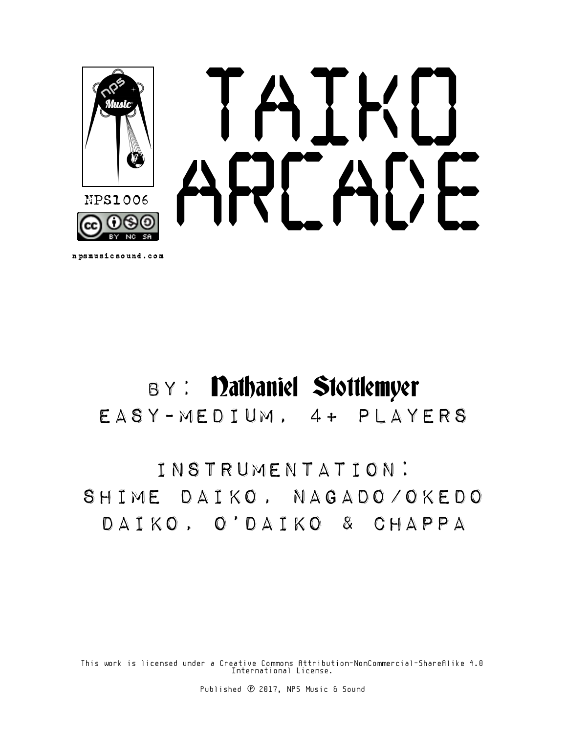NPS Music

NPS1006

npsmusicsound.com

# TAIKO ARCADE

BY: Nathaniel Stottlemyer

EASY-MEDIUM, 4+ PLAYERS

INSTRUMENTATION:
SHIME DAIKO, NAGADO/OKEDO DAIKO, O'DAIKO & CHAPPA

This work is licensed under a Creative Commons Attribution-NonCommercial-ShareAlike 4.0 International License.

Published ℗ 2017, NPS Music & Sound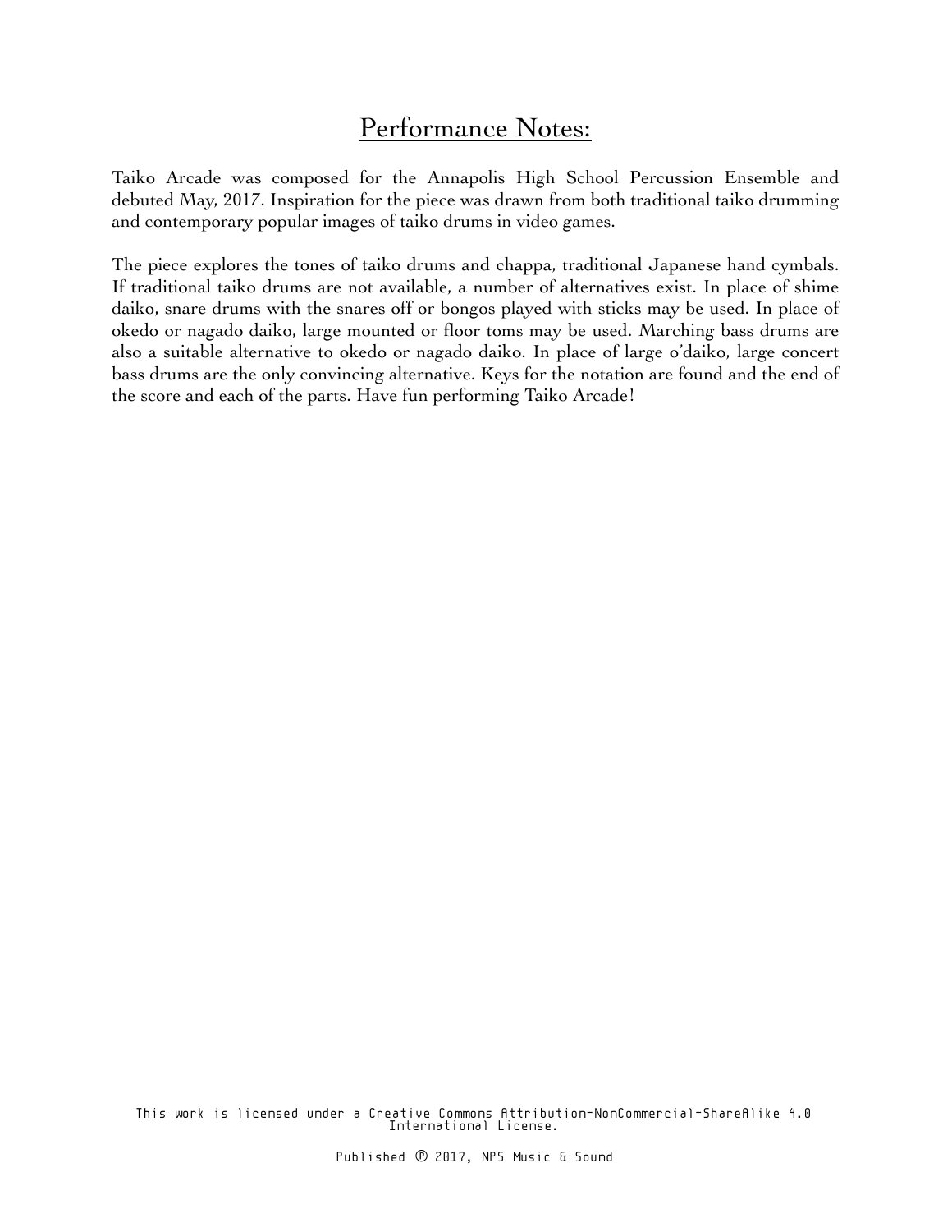# Performance Notes:

Taiko Arcade was composed for the Annapolis High School Percussion Ensemble and debuted May, 2017. Inspiration for the piece was drawn from both traditional taiko drumming and contemporary popular images of taiko drums in video games.

The piece explores the tones of taiko drums and chappa, traditional Japanese hand cymbals. If traditional taiko drums are not available, a number of alternatives exist. In place of shime daiko, snare drums with the snares off or bongos played with sticks may be used. In place of okedo or nagado daiko, large mounted or floor toms may be used. Marching bass drums are also a suitable alternative to okedo or nagado daiko. In place of large o'daiko, large concert bass drums are the only convincing alternative. Keys for the notation are found and the end of the score and each of the parts. Have fun performing Taiko Arcade!

This work is licensed under a Creative Commons Attribution-NonCommercial-ShareAlike 4.0 International License.

Published ℗ 2017, NPS Music & Sound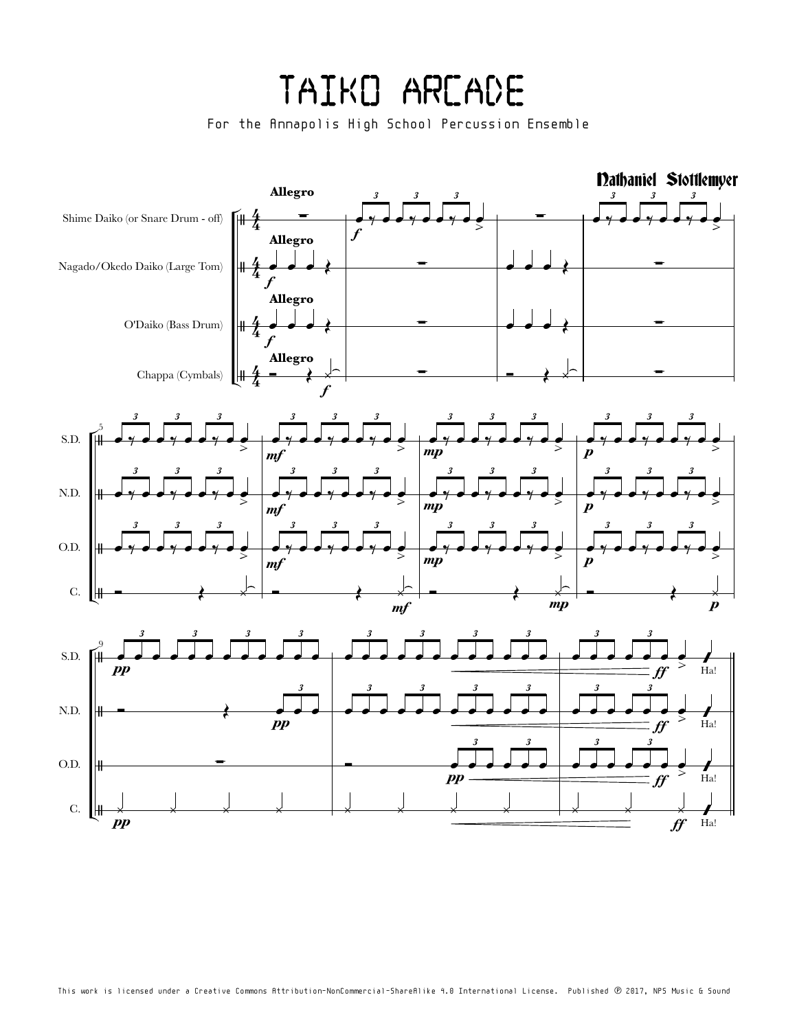# TAIKO ARCADE

For the Annapolis High School Percussion Ensemble

Nathaniel Stottlemyer

This work is licensed under a Creative Commons Attribution-NonCommercial-ShareAlike 4.0 International License. Published ℗ 2017, NPS Music & Sound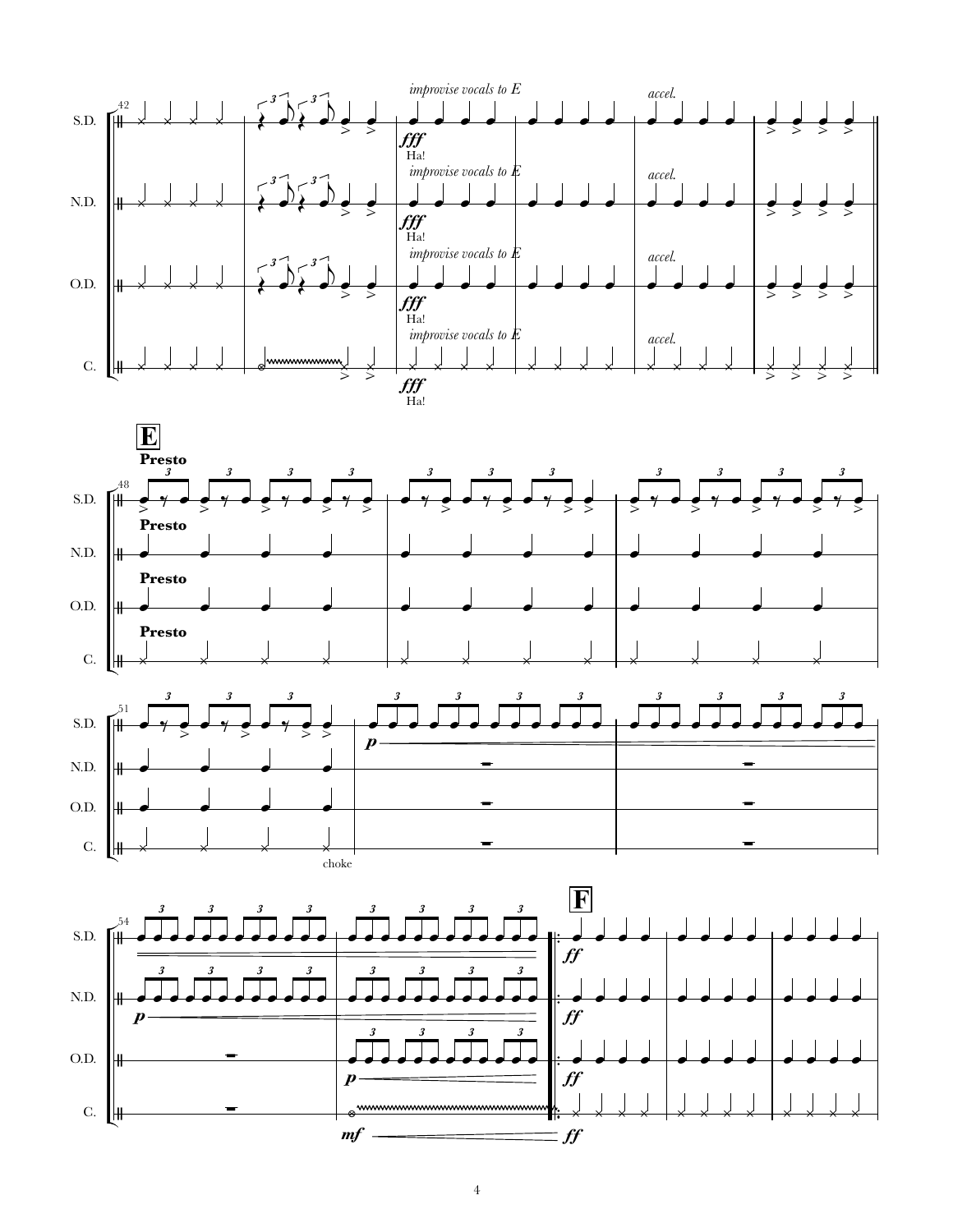S.D. / N.D. / O.D. / C.

*improvise vocals to E*

***fff***

Ha!

*accel.*

## E

**Presto**

*choke*

***p***

***mf*** — ***ff***

## F

***ff***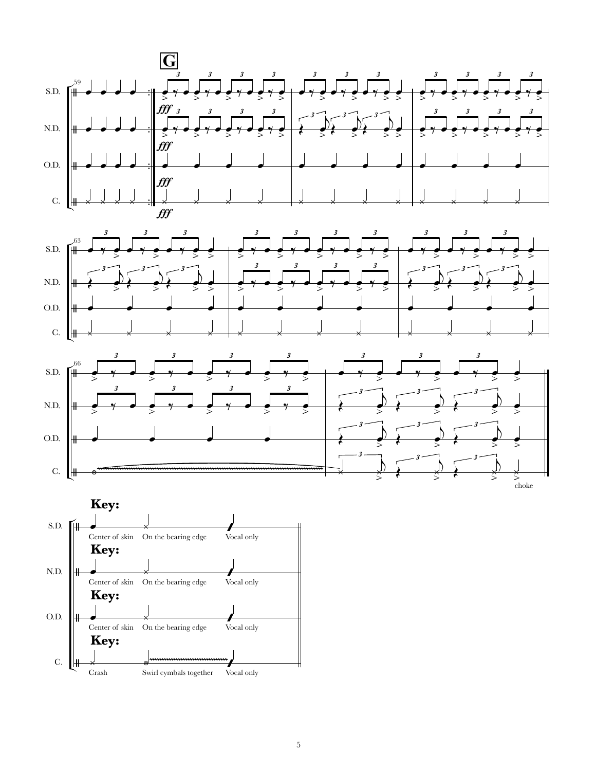**Key:**

S.D.: Center of skin — On the bearing edge — Vocal only

**Key:**

N.D.: Center of skin — On the bearing edge — Vocal only

**Key:**

O.D.: Center of skin — On the bearing edge — Vocal only

**Key:**

C.: Crash — Swirl cymbals together — Vocal only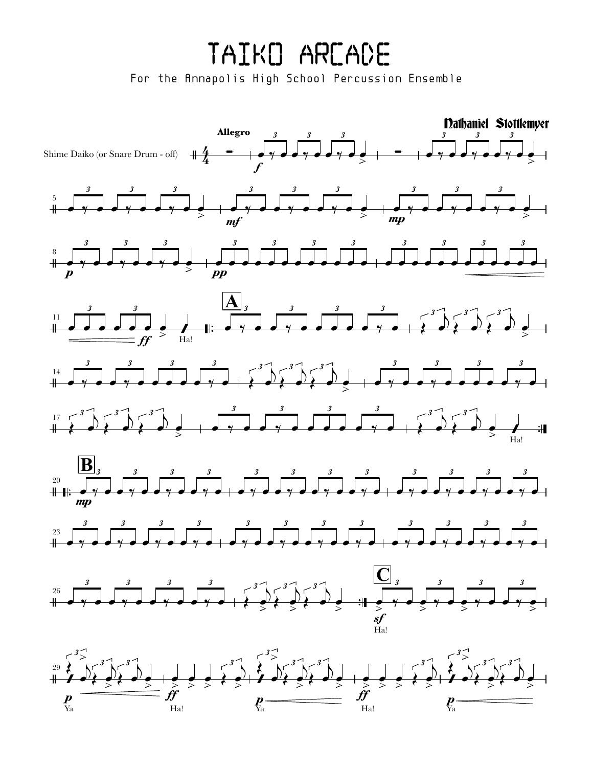# TAIKO ARCADE

For the Annapolis High School Percussion Ensemble

Nathaniel Stottlemyer

Allegro

Shime Daiko (or Snare Drum - off)

*f*

5

*mf*

*mp*

8

*p*

*pp*

11

*ff*

Ha!

A

14

17

Ha!

B

20

*mp*

23

26

C

*sf*

Ha!

29

*p*

Ya

*ff*

Ha!

*p*

Ya

*ff*

Ha!

*p*

Ya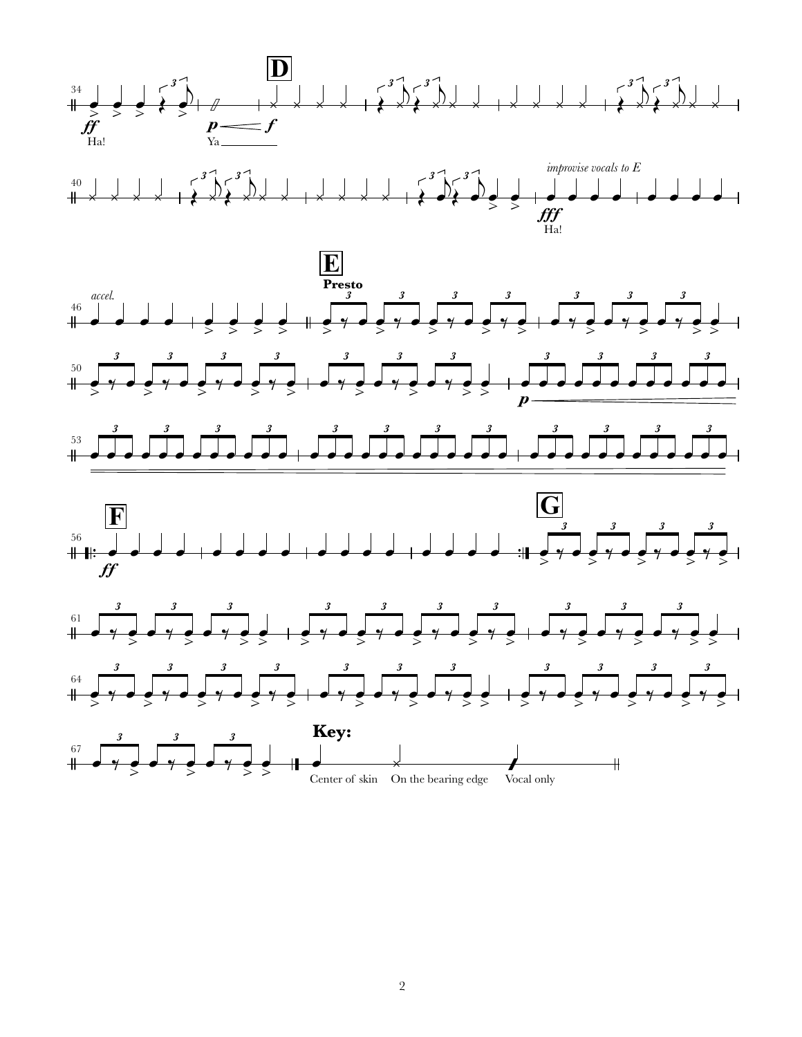**D**

*ff* Ha!

*p* — *f* Ya

*improvise vocals to E*

*fff* Ha!

*accel.*

**E**

**Presto**

*p*

**F**

*ff*

**G**

**Key:**

Center of skin — On the bearing edge — Vocal only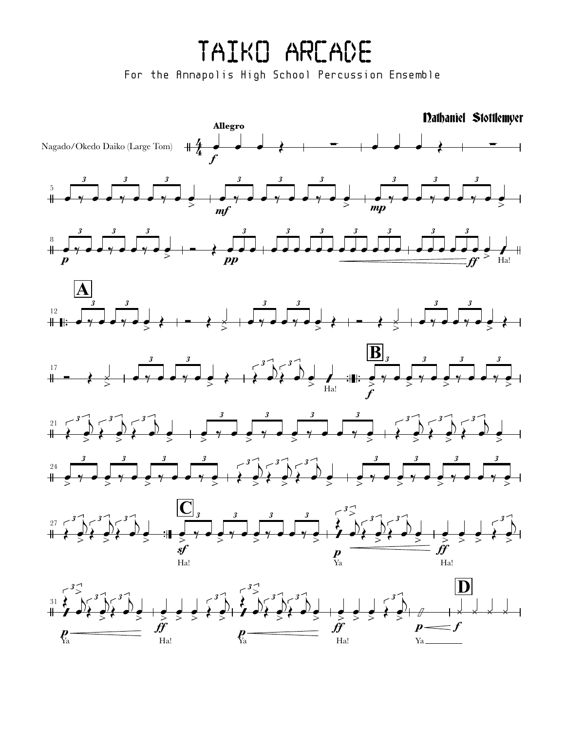# TAIKO ARCADE

For the Annapolis High School Percussion Ensemble

Nathaniel Stottlemyer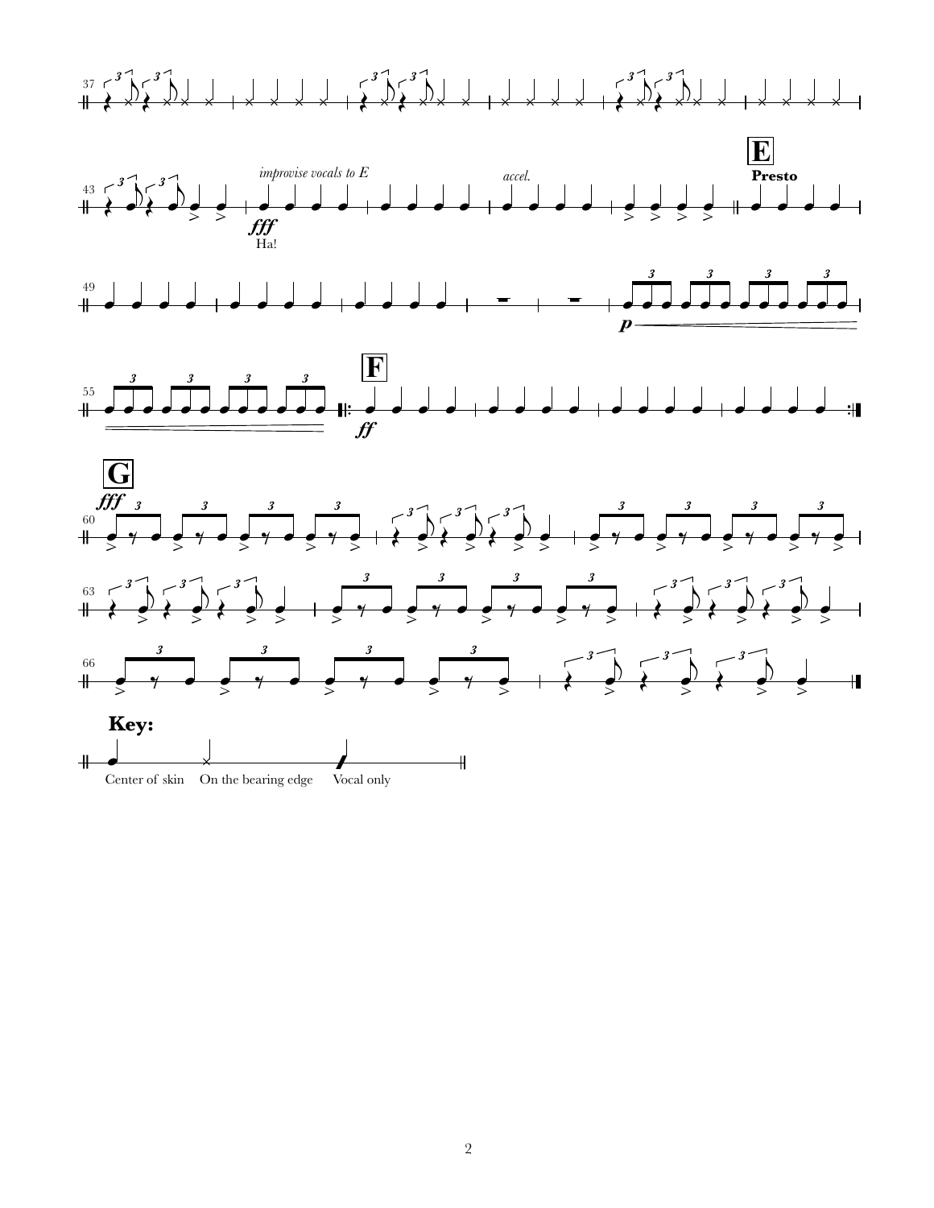37

43

*improvise vocals to E*

***fff***

Ha!

*accel.*

**E**

**Presto**

49

***p***

55

**F**

***ff***

**G**

***fff***

60

63

66

**Key:**

Center of skin On the bearing edge Vocal only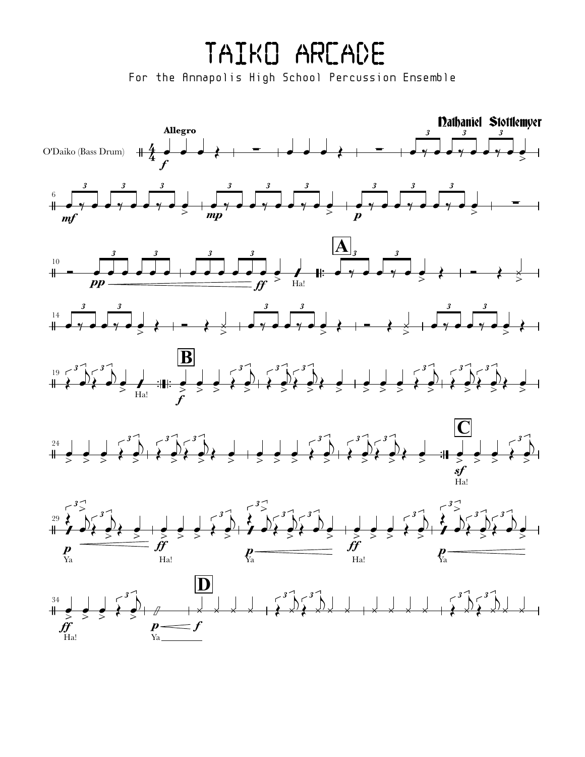# TAIKO ARCADE

For the Annapolis High School Percussion Ensemble

**Nathaniel Stottlemyer**

O'Daiko (Bass Drum)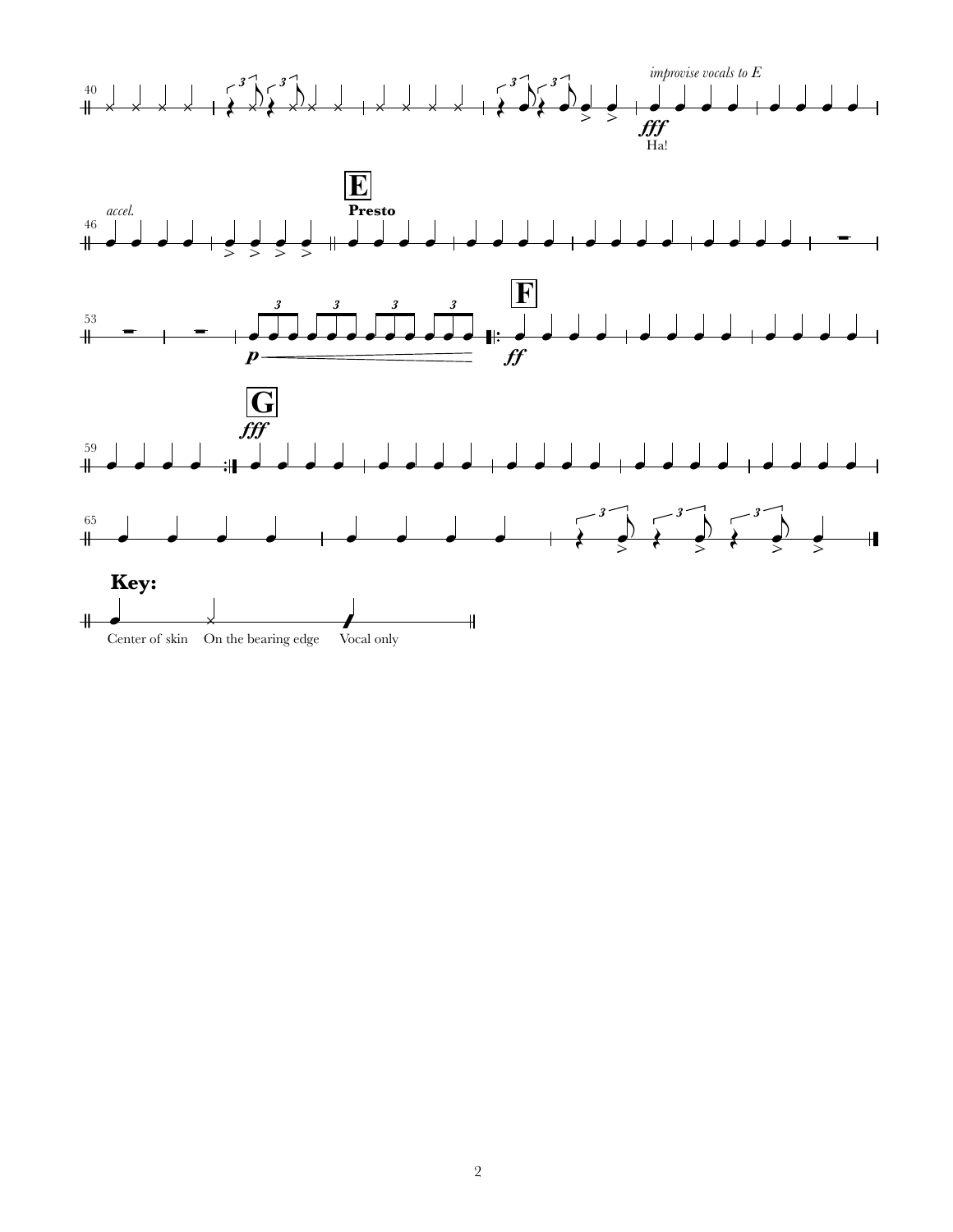*improvise vocals to E*

Ha!

*accel.*

**E**

**Presto**

**F**

**G**

**Key:**

Center of skin — On the bearing edge — Vocal only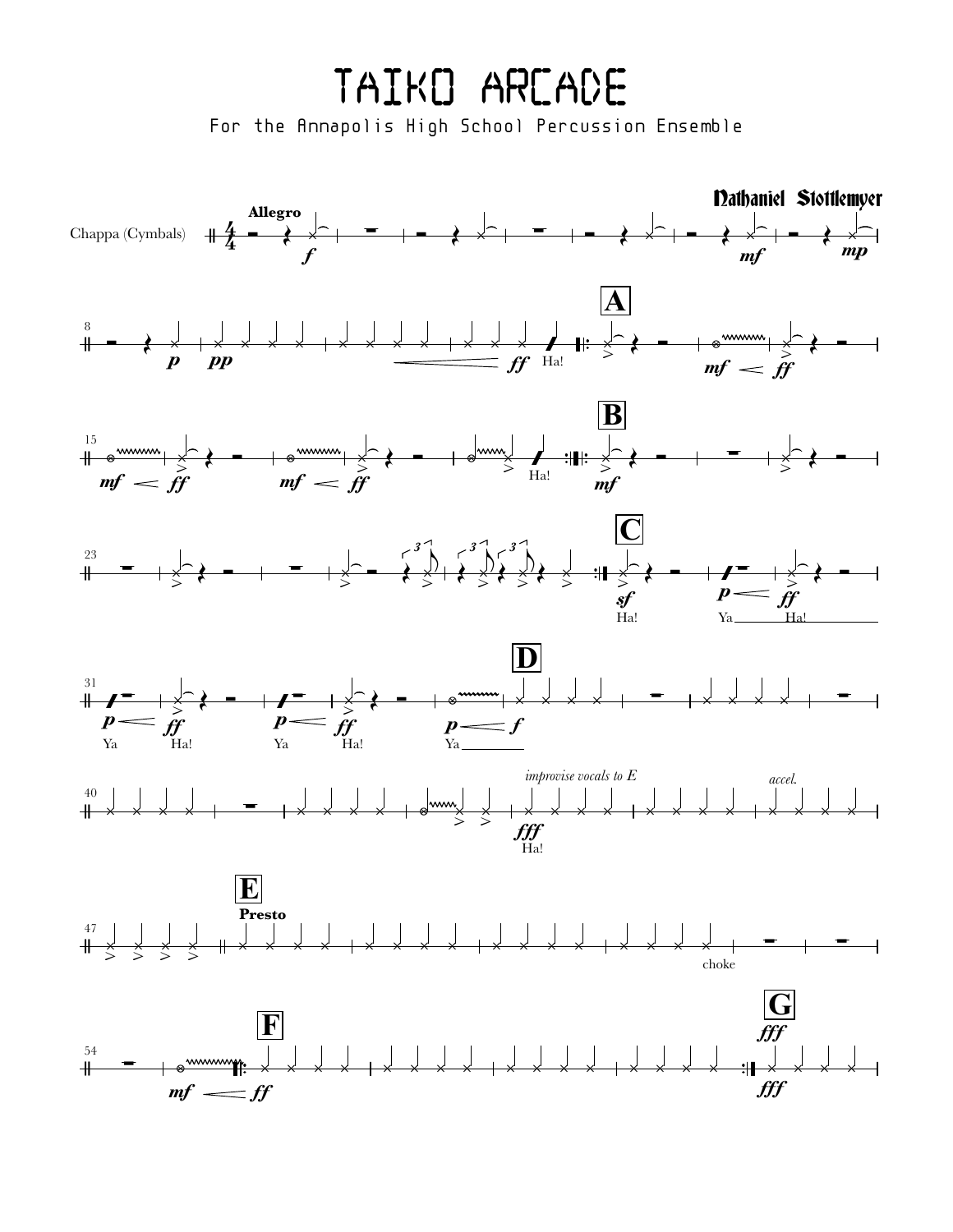# TAIKO ARCADE

For the Annapolis High School Percussion Ensemble

Nathaniel Stottlemyer

Chappa (Cymbals)

Allegro

*f* *mf* *mp*

*p* *pp* *ff* Ha!

A

*mf* < *ff*

*mf* < *ff* *mf* < *ff* Ha!

B

*mf*

C

*sf* Ha! *p* < *ff* Ya Ha!

*p* < *ff* Ya Ha! *p* < *ff* Ya Ha! *p* < *f* Ya

D

*improvise vocals to E*

*fff* Ha!

*accel.*

E

Presto

choke

F

*mf* < *ff*

G

*fff*

*fff*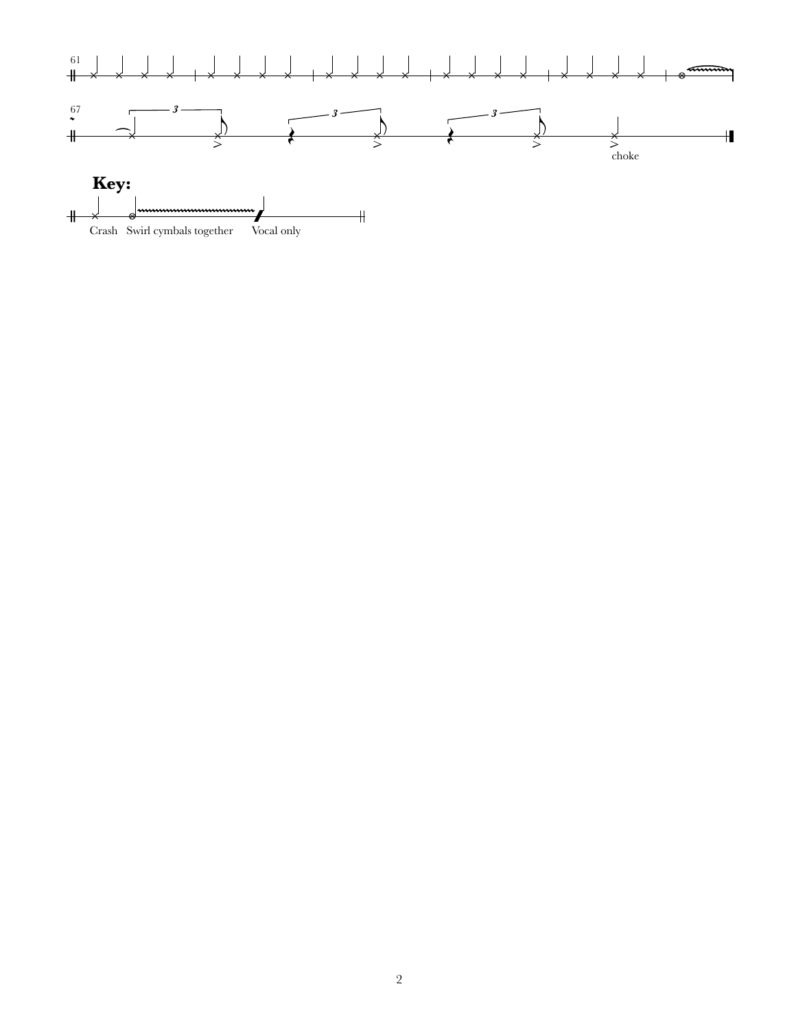61

67

choke

**Key:**

Crash   Swirl cymbals together   Vocal only